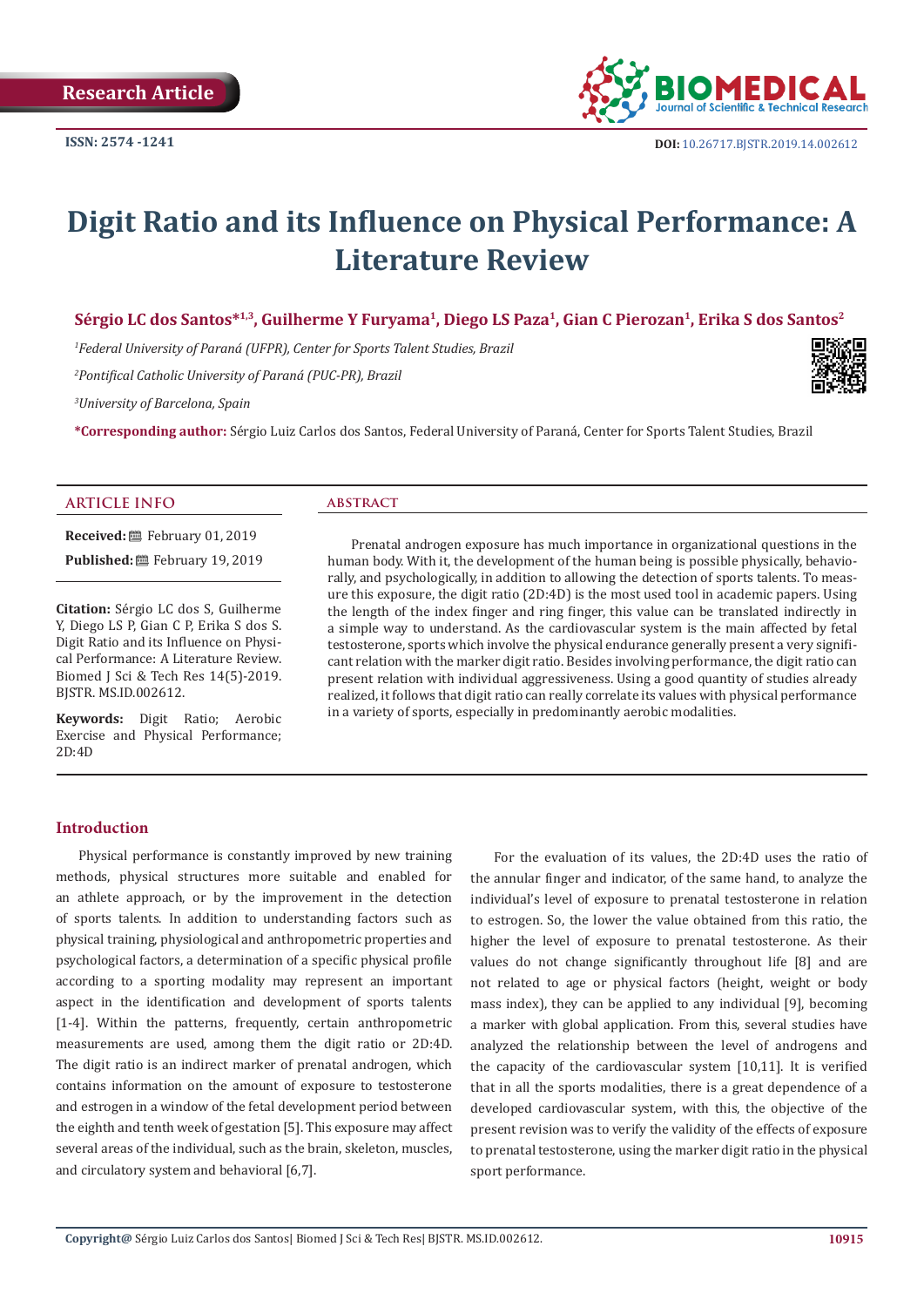Research Article

ISSN: 2574 -1241

DOI: 10.26717.BJSTR.2019.14.002612

# Digit Ratio and its Influence on Physical Performance: A Literature Review

**Sérgio LC dos Santos*[1,3], Guilherme Y Furyama[1], Diego LS Paza[1], Gian C Pierozan[1], Erika S dos Santos[2]**

[1]*Federal University of Paraná (UFPR), Center for Sports Talent Studies, Brazil*

[2]*Pontifical Catholic University of Paraná (PUC-PR), Brazil*

[3]*University of Barcelona, Spain*

**\*Corresponding author:** Sérgio Luiz Carlos dos Santos, Federal University of Paraná, Center for Sports Talent Studies, Brazil

## ARTICLE INFO

**Received:** February 01, 2019

**Published:** February 19, 2019

**Citation:** Sérgio LC dos S, Guilherme Y, Diego LS P, Gian C P, Erika S dos S. Digit Ratio and its Influence on Physical Performance: A Literature Review. Biomed J Sci & Tech Res 14(5)-2019. BJSTR. MS.ID.002612.

**Keywords:** Digit Ratio; Aerobic Exercise and Physical Performance; 2D:4D

## ABSTRACT

Prenatal androgen exposure has much importance in organizational questions in the human body. With it, the development of the human being is possible physically, behaviorally, and psychologically, in addition to allowing the detection of sports talents. To measure this exposure, the digit ratio (2D:4D) is the most used tool in academic papers. Using the length of the index finger and ring finger, this value can be translated indirectly in a simple way to understand. As the cardiovascular system is the main affected by fetal testosterone, sports which involve the physical endurance generally present a very significant relation with the marker digit ratio. Besides involving performance, the digit ratio can present relation with individual aggressiveness. Using a good quantity of studies already realized, it follows that digit ratio can really correlate its values with physical performance in a variety of sports, especially in predominantly aerobic modalities.

## Introduction

Physical performance is constantly improved by new training methods, physical structures more suitable and enabled for an athlete approach, or by the improvement in the detection of sports talents. In addition to understanding factors such as physical training, physiological and anthropometric properties and psychological factors, a determination of a specific physical profile according to a sporting modality may represent an important aspect in the identification and development of sports talents [1-4]. Within the patterns, frequently, certain anthropometric measurements are used, among them the digit ratio or 2D:4D. The digit ratio is an indirect marker of prenatal androgen, which contains information on the amount of exposure to testosterone and estrogen in a window of the fetal development period between the eighth and tenth week of gestation [5]. This exposure may affect several areas of the individual, such as the brain, skeleton, muscles, and circulatory system and behavioral [6,7].

For the evaluation of its values, the 2D:4D uses the ratio of the annular finger and indicator, of the same hand, to analyze the individual's level of exposure to prenatal testosterone in relation to estrogen. So, the lower the value obtained from this ratio, the higher the level of exposure to prenatal testosterone. As their values do not change significantly throughout life [8] and are not related to age or physical factors (height, weight or body mass index), they can be applied to any individual [9], becoming a marker with global application. From this, several studies have analyzed the relationship between the level of androgens and the capacity of the cardiovascular system [10,11]. It is verified that in all the sports modalities, there is a great dependence of a developed cardiovascular system, with this, the objective of the present revision was to verify the validity of the effects of exposure to prenatal testosterone, using the marker digit ratio in the physical sport performance.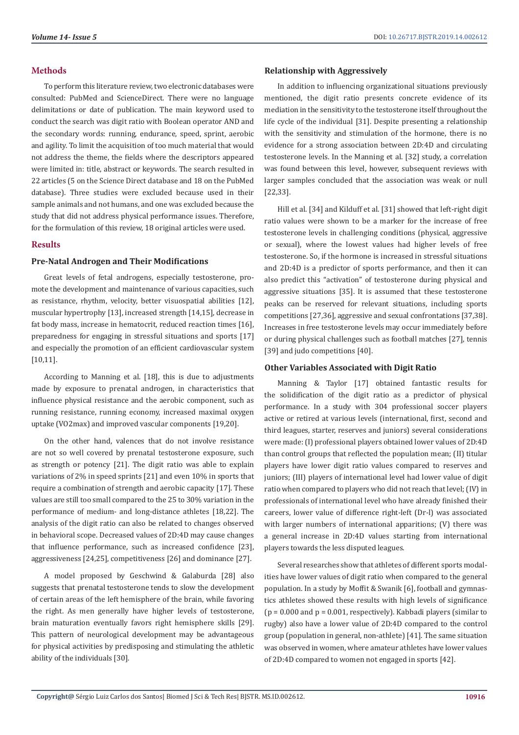## Methods

To perform this literature review, two electronic databases were consulted: PubMed and ScienceDirect. There were no language delimitations or date of publication. The main keyword used to conduct the search was digit ratio with Boolean operator AND and the secondary words: running, endurance, speed, sprint, aerobic and agility. To limit the acquisition of too much material that would not address the theme, the fields where the descriptors appeared were limited in: title, abstract or keywords. The search resulted in 22 articles (5 on the Science Direct database and 18 on the PubMed database). Three studies were excluded because used in their sample animals and not humans, and one was excluded because the study that did not address physical performance issues. Therefore, for the formulation of this review, 18 original articles were used.

## Results

### Pre-Natal Androgen and Their Modifications

Great levels of fetal androgens, especially testosterone, promote the development and maintenance of various capacities, such as resistance, rhythm, velocity, better visuospatial abilities [12], muscular hypertrophy [13], increased strength [14,15], decrease in fat body mass, increase in hematocrit, reduced reaction times [16], preparedness for engaging in stressful situations and sports [17] and especially the promotion of an efficient cardiovascular system [10,11].

According to Manning et al. [18], this is due to adjustments made by exposure to prenatal androgen, in characteristics that influence physical resistance and the aerobic component, such as running resistance, running economy, increased maximal oxygen uptake (VO2max) and improved vascular components [19,20].

On the other hand, valences that do not involve resistance are not so well covered by prenatal testosterone exposure, such as strength or potency [21]. The digit ratio was able to explain variations of 2% in speed sprints [21] and even 10% in sports that require a combination of strength and aerobic capacity [17]. These values are still too small compared to the 25 to 30% variation in the performance of medium- and long-distance athletes [18,22]. The analysis of the digit ratio can also be related to changes observed in behavioral scope. Decreased values of 2D:4D may cause changes that influence performance, such as increased confidence [23], aggressiveness [24,25], competitiveness [26] and dominance [27].

A model proposed by Geschwind & Galaburda [28] also suggests that prenatal testosterone tends to slow the development of certain areas of the left hemisphere of the brain, while favoring the right. As men generally have higher levels of testosterone, brain maturation eventually favors right hemisphere skills [29]. This pattern of neurological development may be advantageous for physical activities by predisposing and stimulating the athletic ability of the individuals [30].

### Relationship with Aggressively

In addition to influencing organizational situations previously mentioned, the digit ratio presents concrete evidence of its mediation in the sensitivity to the testosterone itself throughout the life cycle of the individual [31]. Despite presenting a relationship with the sensitivity and stimulation of the hormone, there is no evidence for a strong association between 2D:4D and circulating testosterone levels. In the Manning et al. [32] study, a correlation was found between this level, however, subsequent reviews with larger samples concluded that the association was weak or null [22,33].

Hill et al. [34] and Kilduff et al. [31] showed that left-right digit ratio values were shown to be a marker for the increase of free testosterone levels in challenging conditions (physical, aggressive or sexual), where the lowest values had higher levels of free testosterone. So, if the hormone is increased in stressful situations and 2D:4D is a predictor of sports performance, and then it can also predict this "activation" of testosterone during physical and aggressive situations [35]. It is assumed that these testosterone peaks can be reserved for relevant situations, including sports competitions [27,36], aggressive and sexual confrontations [37,38]. Increases in free testosterone levels may occur immediately before or during physical challenges such as football matches [27], tennis [39] and judo competitions [40].

### Other Variables Associated with Digit Ratio

Manning & Taylor [17] obtained fantastic results for the solidification of the digit ratio as a predictor of physical performance. In a study with 304 professional soccer players active or retired at various levels (international, first, second and third leagues, starter, reserves and juniors) several considerations were made: (I) professional players obtained lower values of 2D:4D than control groups that reflected the population mean; (II) titular players have lower digit ratio values compared to reserves and juniors; (III) players of international level had lower value of digit ratio when compared to players who did not reach that level; (IV) in professionals of international level who have already finished their careers, lower value of difference right-left (Dr-l) was associated with larger numbers of international apparitions; (V) there was a general increase in 2D:4D values starting from international players towards the less disputed leagues.

Several researches show that athletes of different sports modalities have lower values of digit ratio when compared to the general population. In a study by Moffit & Swanik [6], football and gymnastics athletes showed these results with high levels of significance ($p = 0.000$ and $p = 0.001$, respectively). Kabbadi players (similar to rugby) also have a lower value of 2D:4D compared to the control group (population in general, non-athlete) [41]. The same situation was observed in women, where amateur athletes have lower values of 2D:4D compared to women not engaged in sports [42].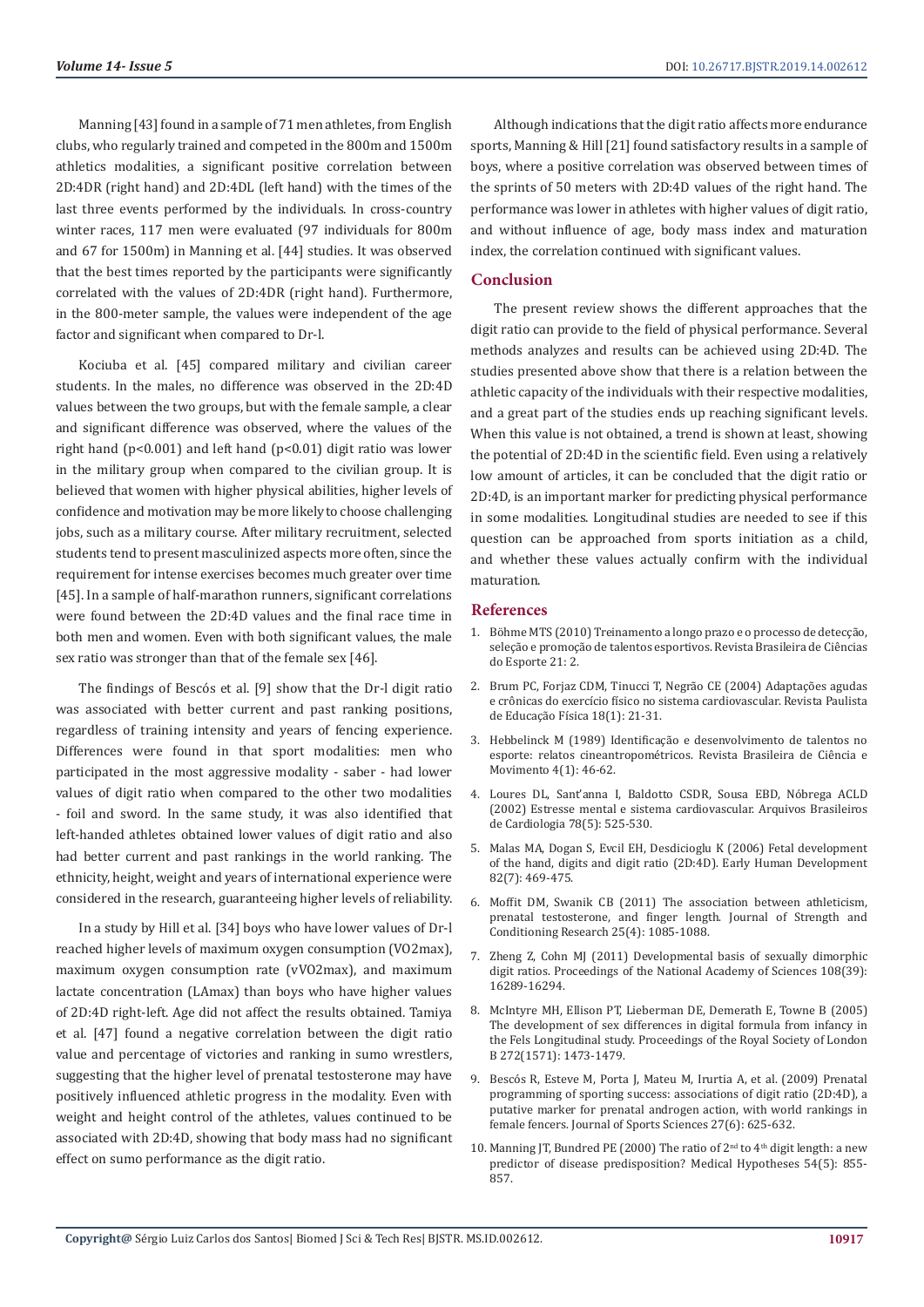Manning [43] found in a sample of 71 men athletes, from English clubs, who regularly trained and competed in the 800m and 1500m athletics modalities, a significant positive correlation between 2D:4DR (right hand) and 2D:4DL (left hand) with the times of the last three events performed by the individuals. In cross-country winter races, 117 men were evaluated (97 individuals for 800m and 67 for 1500m) in Manning et al. [44] studies. It was observed that the best times reported by the participants were significantly correlated with the values of 2D:4DR (right hand). Furthermore, in the 800-meter sample, the values were independent of the age factor and significant when compared to Dr-l.

Kociuba et al. [45] compared military and civilian career students. In the males, no difference was observed in the 2D:4D values between the two groups, but with the female sample, a clear and significant difference was observed, where the values of the right hand ($p<0.001$) and left hand ($p<0.01$) digit ratio was lower in the military group when compared to the civilian group. It is believed that women with higher physical abilities, higher levels of confidence and motivation may be more likely to choose challenging jobs, such as a military course. After military recruitment, selected students tend to present masculinized aspects more often, since the requirement for intense exercises becomes much greater over time [45]. In a sample of half-marathon runners, significant correlations were found between the 2D:4D values and the final race time in both men and women. Even with both significant values, the male sex ratio was stronger than that of the female sex [46].

The findings of Bescós et al. [9] show that the Dr-l digit ratio was associated with better current and past ranking positions, regardless of training intensity and years of fencing experience. Differences were found in that sport modalities: men who participated in the most aggressive modality - saber - had lower values of digit ratio when compared to the other two modalities - foil and sword. In the same study, it was also identified that left-handed athletes obtained lower values of digit ratio and also had better current and past rankings in the world ranking. The ethnicity, height, weight and years of international experience were considered in the research, guaranteeing higher levels of reliability.

In a study by Hill et al. [34] boys who have lower values of Dr-l reached higher levels of maximum oxygen consumption (VO2max), maximum oxygen consumption rate (vVO2max), and maximum lactate concentration (LAmax) than boys who have higher values of 2D:4D right-left. Age did not affect the results obtained. Tamiya et al. [47] found a negative correlation between the digit ratio value and percentage of victories and ranking in sumo wrestlers, suggesting that the higher level of prenatal testosterone may have positively influenced athletic progress in the modality. Even with weight and height control of the athletes, values continued to be associated with 2D:4D, showing that body mass had no significant effect on sumo performance as the digit ratio.

Although indications that the digit ratio affects more endurance sports, Manning & Hill [21] found satisfactory results in a sample of boys, where a positive correlation was observed between times of the sprints of 50 meters with 2D:4D values of the right hand. The performance was lower in athletes with higher values of digit ratio, and without influence of age, body mass index and maturation index, the correlation continued with significant values.

## Conclusion

The present review shows the different approaches that the digit ratio can provide to the field of physical performance. Several methods analyzes and results can be achieved using 2D:4D. The studies presented above show that there is a relation between the athletic capacity of the individuals with their respective modalities, and a great part of the studies ends up reaching significant levels. When this value is not obtained, a trend is shown at least, showing the potential of 2D:4D in the scientific field. Even using a relatively low amount of articles, it can be concluded that the digit ratio or 2D:4D, is an important marker for predicting physical performance in some modalities. Longitudinal studies are needed to see if this question can be approached from sports initiation as a child, and whether these values actually confirm with the individual maturation.

## References

1. Böhme MTS (2010) Treinamento a longo prazo e o processo de detecção, seleção e promoção de talentos esportivos. Revista Brasileira de Ciências do Esporte 21: 2.
2. Brum PC, Forjaz CDM, Tinucci T, Negrão CE (2004) Adaptações agudas e crônicas do exercício físico no sistema cardiovascular. Revista Paulista de Educação Física 18(1): 21-31.
3. Hebbelinck M (1989) Identificação e desenvolvimento de talentos no esporte: relatos cineantropométricos. Revista Brasileira de Ciência e Movimento 4(1): 46-62.
4. Loures DL, Sant'anna I, Baldotto CSDR, Sousa EBD, Nóbrega ACLD (2002) Estresse mental e sistema cardiovascular. Arquivos Brasileiros de Cardiologia 78(5): 525-530.
5. Malas MA, Dogan S, Evcil EH, Desdicioglu K (2006) Fetal development of the hand, digits and digit ratio (2D:4D). Early Human Development 82(7): 469-475.
6. Moffit DM, Swanik CB (2011) The association between athleticism, prenatal testosterone, and finger length. Journal of Strength and Conditioning Research 25(4): 1085-1088.
7. Zheng Z, Cohn MJ (2011) Developmental basis of sexually dimorphic digit ratios. Proceedings of the National Academy of Sciences 108(39): 16289-16294.
8. McIntyre MH, Ellison PT, Lieberman DE, Demerath E, Towne B (2005) The development of sex differences in digital formula from infancy in the Fels Longitudinal study. Proceedings of the Royal Society of London B 272(1571): 1473-1479.
9. Bescós R, Esteve M, Porta J, Mateu M, Irurtia A, et al. (2009) Prenatal programming of sporting success: associations of digit ratio (2D:4D), a putative marker for prenatal androgen action, with world rankings in female fencers. Journal of Sports Sciences 27(6): 625-632.
10. Manning JT, Bundred PE (2000) The ratio of 2nd to 4th digit length: a new predictor of disease predisposition? Medical Hypotheses 54(5): 855-857.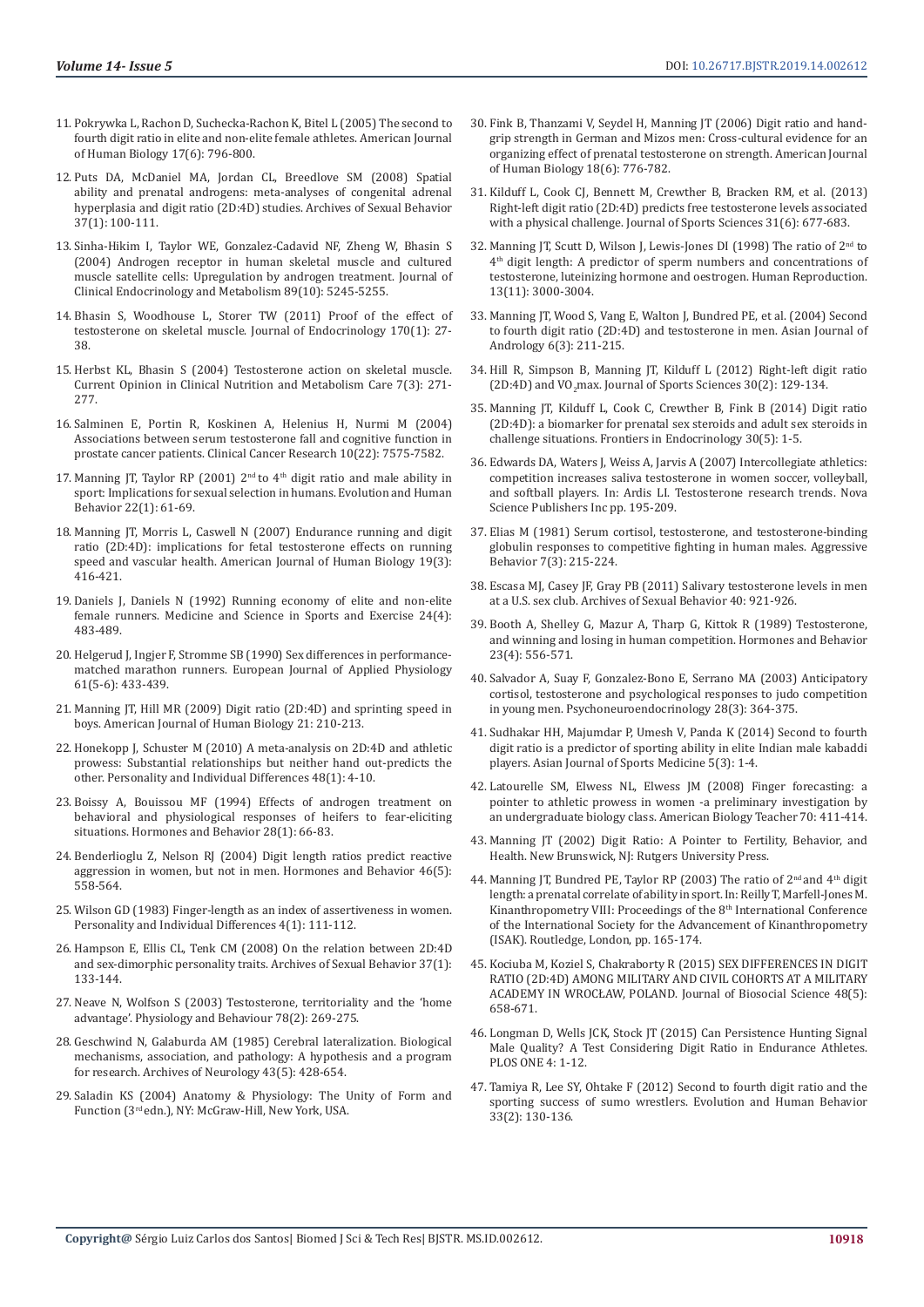11. Pokrywka L, Rachon D, Suchecka-Rachon K, Bitel L (2005) The second to fourth digit ratio in elite and non-elite female athletes. American Journal of Human Biology 17(6): 796-800.
12. Puts DA, McDaniel MA, Jordan CL, Breedlove SM (2008) Spatial ability and prenatal androgens: meta-analyses of congenital adrenal hyperplasia and digit ratio (2D:4D) studies. Archives of Sexual Behavior 37(1): 100-111.
13. Sinha-Hikim I, Taylor WE, Gonzalez-Cadavid NF, Zheng W, Bhasin S (2004) Androgen receptor in human skeletal muscle and cultured muscle satellite cells: Upregulation by androgen treatment. Journal of Clinical Endocrinology and Metabolism 89(10): 5245-5255.
14. Bhasin S, Woodhouse L, Storer TW (2011) Proof of the effect of testosterone on skeletal muscle. Journal of Endocrinology 170(1): 27-38.
15. Herbst KL, Bhasin S (2004) Testosterone action on skeletal muscle. Current Opinion in Clinical Nutrition and Metabolism Care 7(3): 271-277.
16. Salminen E, Portin R, Koskinen A, Helenius H, Nurmi M (2004) Associations between serum testosterone fall and cognitive function in prostate cancer patients. Clinical Cancer Research 10(22): 7575-7582.
17. Manning JT, Taylor RP (2001) 2nd to 4th digit ratio and male ability in sport: Implications for sexual selection in humans. Evolution and Human Behavior 22(1): 61-69.
18. Manning JT, Morris L, Caswell N (2007) Endurance running and digit ratio (2D:4D): implications for fetal testosterone effects on running speed and vascular health. American Journal of Human Biology 19(3): 416-421.
19. Daniels J, Daniels N (1992) Running economy of elite and non-elite female runners. Medicine and Science in Sports and Exercise 24(4): 483-489.
20. Helgerud J, Ingjer F, Stromme SB (1990) Sex differences in performance-matched marathon runners. European Journal of Applied Physiology 61(5-6): 433-439.
21. Manning JT, Hill MR (2009) Digit ratio (2D:4D) and sprinting speed in boys. American Journal of Human Biology 21: 210-213.
22. Honekopp J, Schuster M (2010) A meta-analysis on 2D:4D and athletic prowess: Substantial relationships but neither hand out-predicts the other. Personality and Individual Differences 48(1): 4-10.
23. Boissy A, Bouissou MF (1994) Effects of androgen treatment on behavioral and physiological responses of heifers to fear-eliciting situations. Hormones and Behavior 28(1): 66-83.
24. Benderlioglu Z, Nelson RJ (2004) Digit length ratios predict reactive aggression in women, but not in men. Hormones and Behavior 46(5): 558-564.
25. Wilson GD (1983) Finger-length as an index of assertiveness in women. Personality and Individual Differences 4(1): 111-112.
26. Hampson E, Ellis CL, Tenk CM (2008) On the relation between 2D:4D and sex-dimorphic personality traits. Archives of Sexual Behavior 37(1): 133-144.
27. Neave N, Wolfson S (2003) Testosterone, territoriality and the 'home advantage'. Physiology and Behaviour 78(2): 269-275.
28. Geschwind N, Galaburda AM (1985) Cerebral lateralization. Biological mechanisms, association, and pathology: A hypothesis and a program for research. Archives of Neurology 43(5): 428-654.
29. Saladin KS (2004) Anatomy & Physiology: The Unity of Form and Function (3rd edn.), NY: McGraw-Hill, New York, USA.
30. Fink B, Thanzami V, Seydel H, Manning JT (2006) Digit ratio and hand-grip strength in German and Mizos men: Cross-cultural evidence for an organizing effect of prenatal testosterone on strength. American Journal of Human Biology 18(6): 776-782.
31. Kilduff L, Cook CJ, Bennett M, Crewther B, Bracken RM, et al. (2013) Right-left digit ratio (2D:4D) predicts free testosterone levels associated with a physical challenge. Journal of Sports Sciences 31(6): 677-683.
32. Manning JT, Scutt D, Wilson J, Lewis-Jones DI (1998) The ratio of 2nd to 4th digit length: A predictor of sperm numbers and concentrations of testosterone, luteinizing hormone and oestrogen. Human Reproduction. 13(11): 3000-3004.
33. Manning JT, Wood S, Vang E, Walton J, Bundred PE, et al. (2004) Second to fourth digit ratio (2D:4D) and testosterone in men. Asian Journal of Andrology 6(3): 211-215.
34. Hill R, Simpson B, Manning JT, Kilduff L (2012) Right-left digit ratio (2D:4D) and $VO_2$max. Journal of Sports Sciences 30(2): 129-134.
35. Manning JT, Kilduff L, Cook C, Crewther B, Fink B (2014) Digit ratio (2D:4D): a biomarker for prenatal sex steroids and adult sex steroids in challenge situations. Frontiers in Endocrinology 30(5): 1-5.
36. Edwards DA, Waters J, Weiss A, Jarvis A (2007) Intercollegiate athletics: competition increases saliva testosterone in women soccer, volleyball, and softball players. In: Ardis LI. Testosterone research trends. Nova Science Publishers Inc pp. 195-209.
37. Elias M (1981) Serum cortisol, testosterone, and testosterone-binding globulin responses to competitive fighting in human males. Aggressive Behavior 7(3): 215-224.
38. Escasa MJ, Casey JF, Gray PB (2011) Salivary testosterone levels in men at a U.S. sex club. Archives of Sexual Behavior 40: 921-926.
39. Booth A, Shelley G, Mazur A, Tharp G, Kittok R (1989) Testosterone, and winning and losing in human competition. Hormones and Behavior 23(4): 556-571.
40. Salvador A, Suay F, Gonzalez-Bono E, Serrano MA (2003) Anticipatory cortisol, testosterone and psychological responses to judo competition in young men. Psychoneuroendocrinology 28(3): 364-375.
41. Sudhakar HH, Majumdar P, Umesh V, Panda K (2014) Second to fourth digit ratio is a predictor of sporting ability in elite Indian male kabaddi players. Asian Journal of Sports Medicine 5(3): 1-4.
42. Latourelle SM, Elwess NL, Elwess JM (2008) Finger forecasting: a pointer to athletic prowess in women -a preliminary investigation by an undergraduate biology class. American Biology Teacher 70: 411-414.
43. Manning JT (2002) Digit Ratio: A Pointer to Fertility, Behavior, and Health. New Brunswick, NJ: Rutgers University Press.
44. Manning JT, Bundred PE, Taylor RP (2003) The ratio of 2nd and 4th digit length: a prenatal correlate of ability in sport. In: Reilly T, Marfell-Jones M. Kinanthropometry VIII: Proceedings of the 8th International Conference of the International Society for the Advancement of Kinanthropometry (ISAK). Routledge, London, pp. 165-174.
45. Kociuba M, Koziel S, Chakraborty R (2015) SEX DIFFERENCES IN DIGIT RATIO (2D:4D) AMONG MILITARY AND CIVIL COHORTS AT A MILITARY ACADEMY IN WROCŁAW, POLAND. Journal of Biosocial Science 48(5): 658-671.
46. Longman D, Wells JCK, Stock JT (2015) Can Persistence Hunting Signal Male Quality? A Test Considering Digit Ratio in Endurance Athletes. PLOS ONE 4: 1-12.
47. Tamiya R, Lee SY, Ohtake F (2012) Second to fourth digit ratio and the sporting success of sumo wrestlers. Evolution and Human Behavior 33(2): 130-136.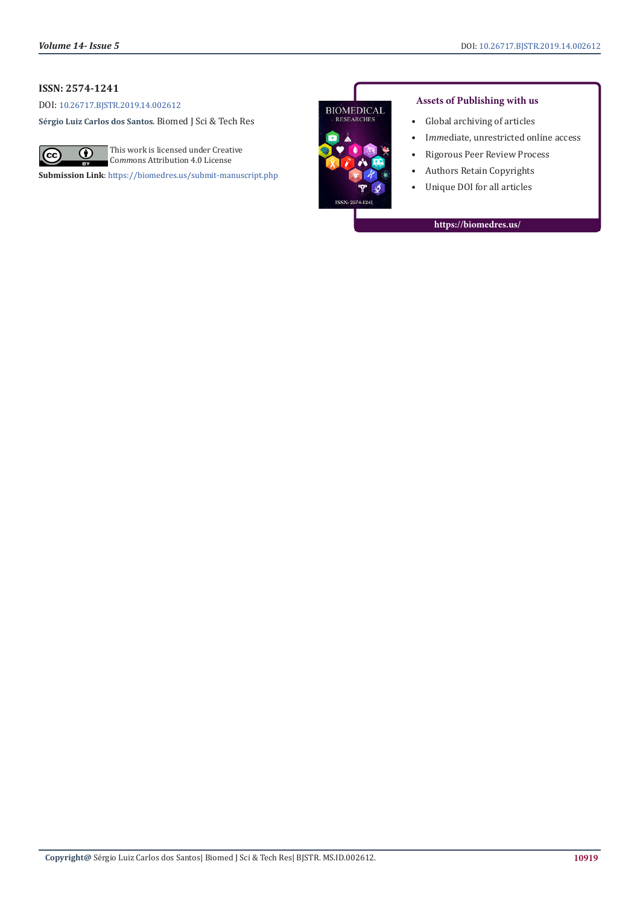**ISSN: 2574-1241**

DOI: 10.26717.BJSTR.2019.14.002612

**Sérgio Luiz Carlos dos Santos.** Biomed J Sci & Tech Res

This work is licensed under Creative Commons Attribution 4.0 License

**Submission Link**: https://biomedres.us/submit-manuscript.php

### Assets of Publishing with us

- Global archiving of articles
- Immediate, unrestricted online access
- Rigorous Peer Review Process
- Authors Retain Copyrights
- Unique DOI for all articles

**https://biomedres.us/**